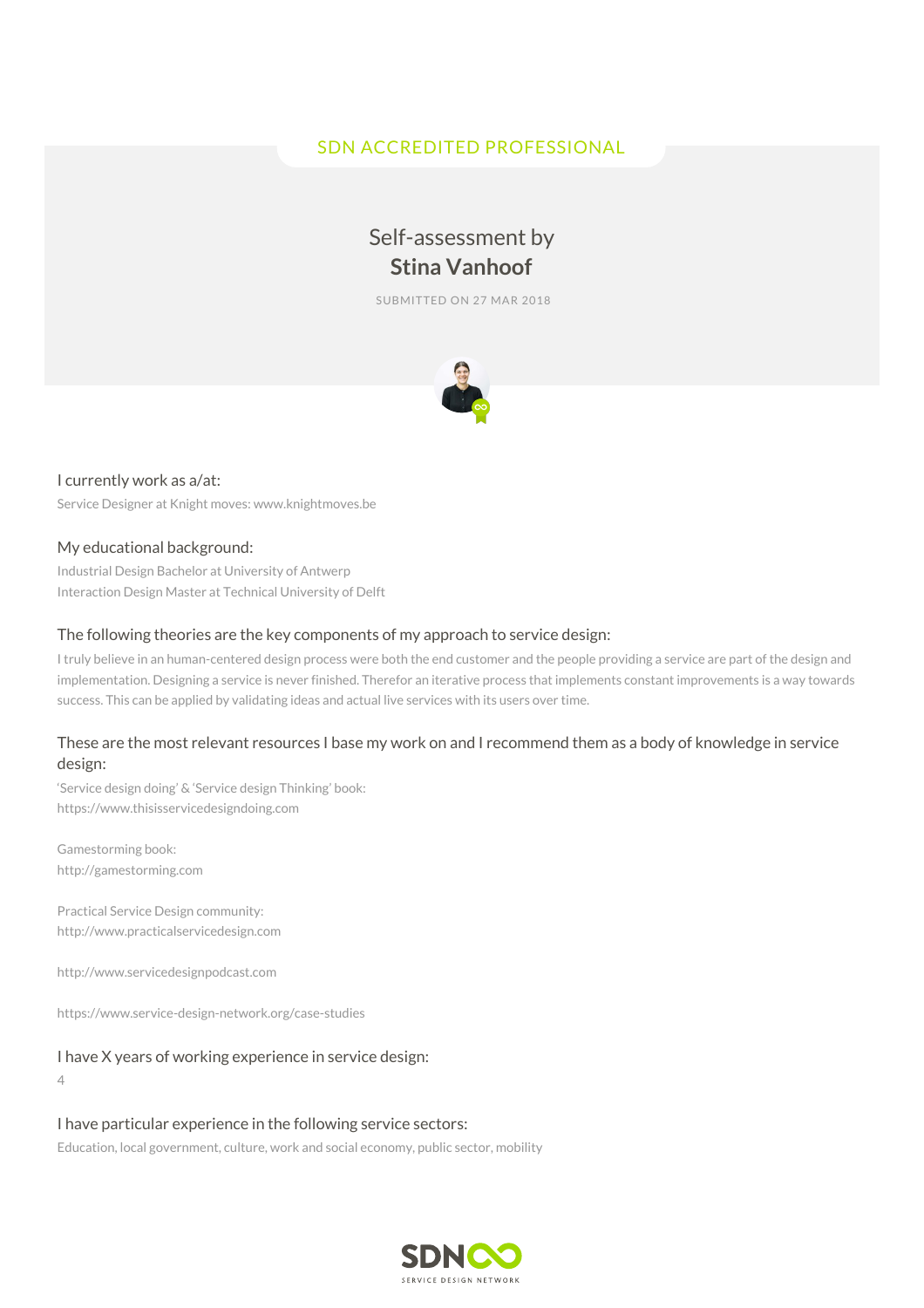SDN ACCREDITED PROFESSIONAL

# Self-assessment by **Stina Vanhoof**

SUBMITTED ON 27 MAR 2018

### I currently work as a/at:

Service Designer at Knight moves: www.knightmoves.be

### My educational background:

Industrial Design Bachelor at University of Antwerp
Interaction Design Master at Technical University of Delft

### The following theories are the key components of my approach to service design:

I truly believe in an human-centered design process were both the end customer and the people providing a service are part of the design and implementation. Designing a service is never finished. Therefor an iterative process that implements constant improvements is a way towards success. This can be applied by validating ideas and actual live services with its users over time.

### These are the most relevant resources I base my work on and I recommend them as a body of knowledge in service design:

'Service design doing' & 'Service design Thinking' book:
https://www.thisisservicedesigndoing.com

Gamestorming book:
http://gamestorming.com

Practical Service Design community:
http://www.practicalservicedesign.com

http://www.servicedesignpodcast.com

https://www.service-design-network.org/case-studies

### I have X years of working experience in service design:

4

### I have particular experience in the following service sectors:

Education, local government, culture, work and social economy, public sector, mobility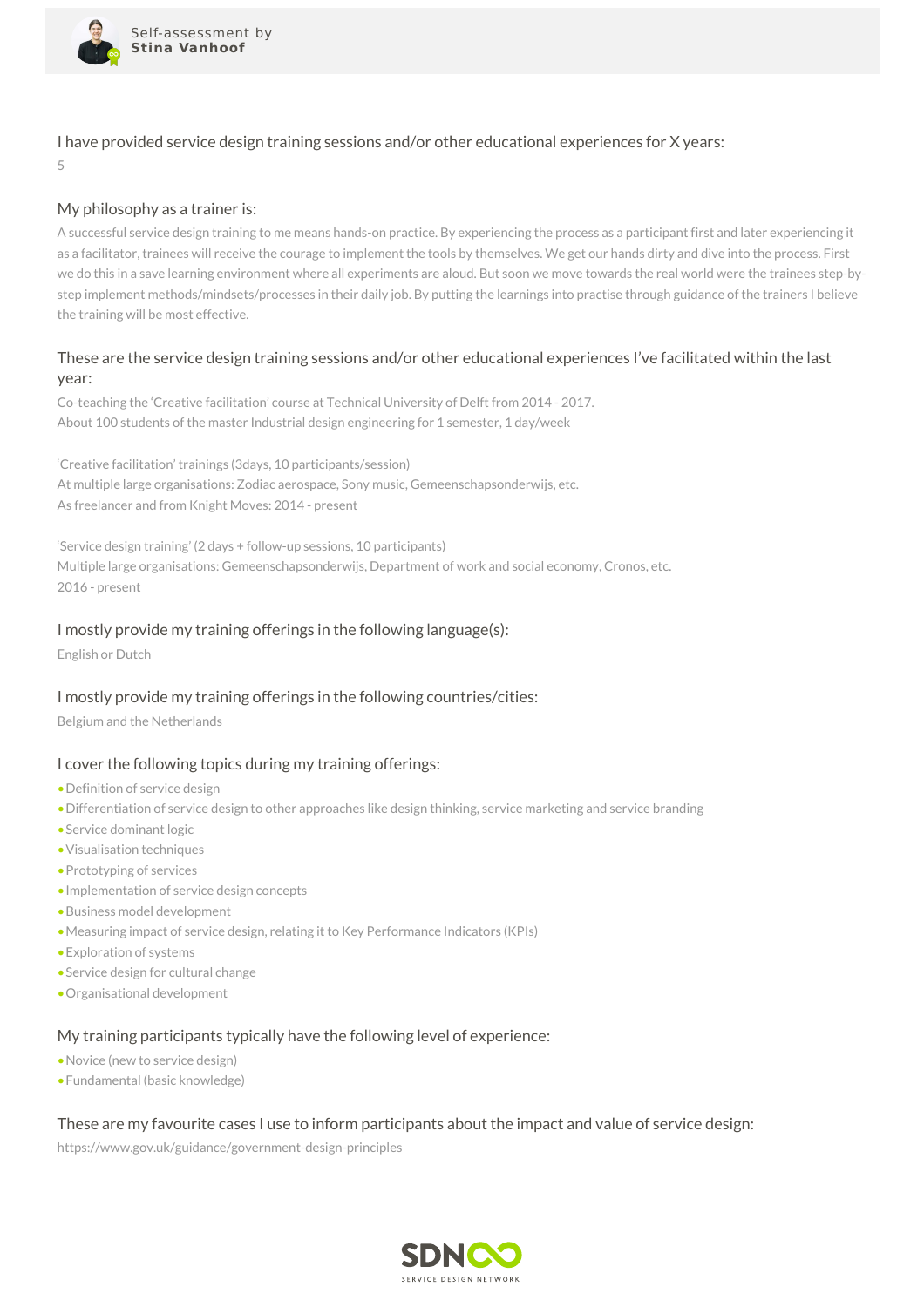## I have provided service design training sessions and/or other educational experiences for X years:

5

## My philosophy as a trainer is:

A successful service design training to me means hands-on practice. By experiencing the process as a participant first and later experiencing it as a facilitator, trainees will receive the courage to implement the tools by themselves. We get our hands dirty and dive into the process. First we do this in a save learning environment where all experiments are aloud. But soon we move towards the real world were the trainees step-by-step implement methods/mindsets/processes in their daily job. By putting the learnings into practise through guidance of the trainers I believe the training will be most effective.

## These are the service design training sessions and/or other educational experiences I've facilitated within the last year:

Co-teaching the 'Creative facilitation' course at Technical University of Delft from 2014 - 2017.
About 100 students of the master Industrial design engineering for 1 semester, 1 day/week

'Creative facilitation' trainings (3days, 10 participants/session)
At multiple large organisations: Zodiac aerospace, Sony music, Gemeenschapsonderwijs, etc.
As freelancer and from Knight Moves: 2014 - present

'Service design training' (2 days + follow-up sessions, 10 participants)
Multiple large organisations: Gemeenschapsonderwijs, Department of work and social economy, Cronos, etc.
2016 - present

## I mostly provide my training offerings in the following language(s):

English or Dutch

## I mostly provide my training offerings in the following countries/cities:

Belgium and the Netherlands

## I cover the following topics during my training offerings:

- Definition of service design
- Differentiation of service design to other approaches like design thinking, service marketing and service branding
- Service dominant logic
- Visualisation techniques
- Prototyping of services
- Implementation of service design concepts
- Business model development
- Measuring impact of service design, relating it to Key Performance Indicators (KPIs)
- Exploration of systems
- Service design for cultural change
- Organisational development

## My training participants typically have the following level of experience:

- Novice (new to service design)
- Fundamental (basic knowledge)

## These are my favourite cases I use to inform participants about the impact and value of service design:

https://www.gov.uk/guidance/government-design-principles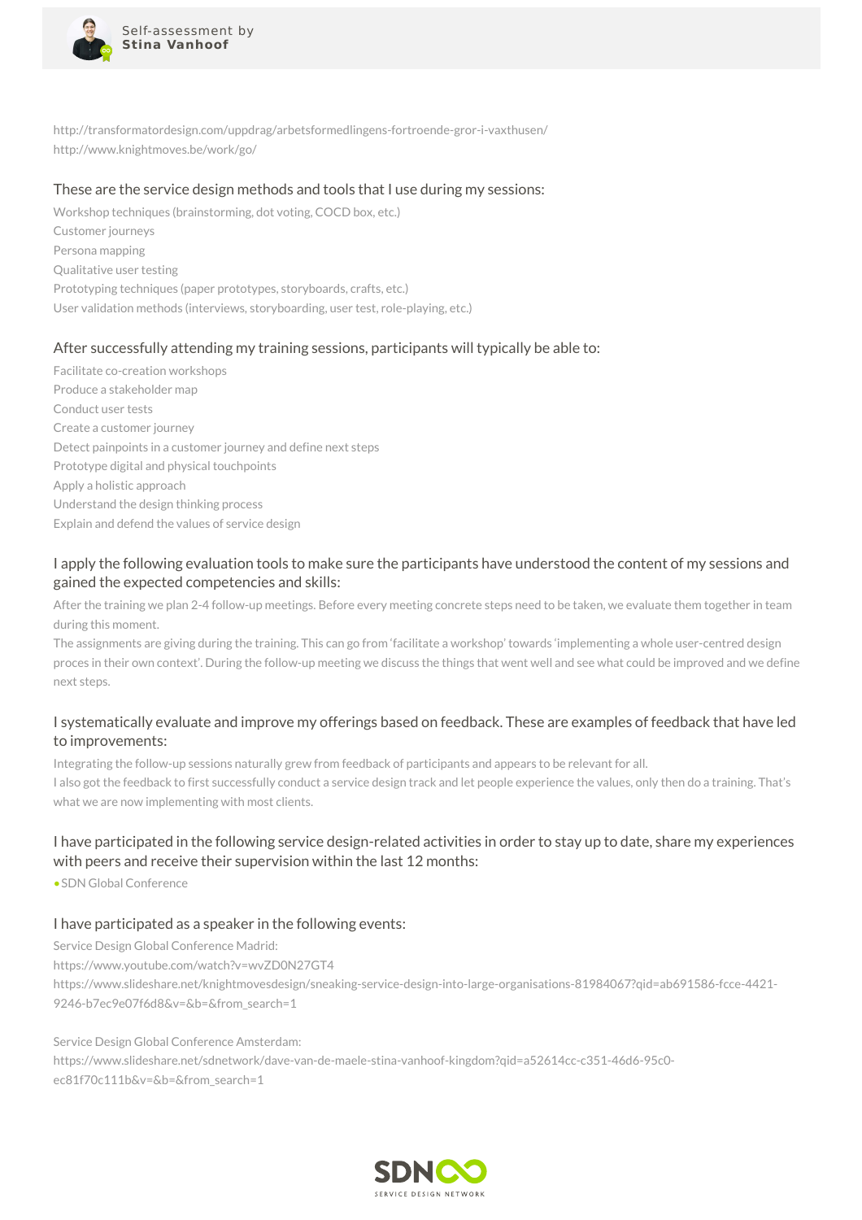http://transformatordesign.com/uppdrag/arbetsformedlingens-fortroende-gror-i-vaxthusen/
http://www.knightmoves.be/work/go/

### These are the service design methods and tools that I use during my sessions:

Workshop techniques (brainstorming, dot voting, COCD box, etc.)
Customer journeys
Persona mapping
Qualitative user testing
Prototyping techniques (paper prototypes, storyboards, crafts, etc.)
User validation methods (interviews, storyboarding, user test, role-playing, etc.)

### After successfully attending my training sessions, participants will typically be able to:

Facilitate co-creation workshops
Produce a stakeholder map
Conduct user tests
Create a customer journey
Detect painpoints in a customer journey and define next steps
Prototype digital and physical touchpoints
Apply a holistic approach
Understand the design thinking process
Explain and defend the values of service design

### I apply the following evaluation tools to make sure the participants have understood the content of my sessions and gained the expected competencies and skills:

After the training we plan 2-4 follow-up meetings. Before every meeting concrete steps need to be taken, we evaluate them together in team during this moment.
The assignments are giving during the training. This can go from 'facilitate a workshop' towards 'implementing a whole user-centred design proces in their own context'. During the follow-up meeting we discuss the things that went well and see what could be improved and we define next steps.

### I systematically evaluate and improve my offerings based on feedback. These are examples of feedback that have led to improvements:

Integrating the follow-up sessions naturally grew from feedback of participants and appears to be relevant for all.
I also got the feedback to first successfully conduct a service design track and let people experience the values, only then do a training. That's what we are now implementing with most clients.

### I have participated in the following service design-related activities in order to stay up to date, share my experiences with peers and receive their supervision within the last 12 months:

- SDN Global Conference

### I have participated as a speaker in the following events:

Service Design Global Conference Madrid:
https://www.youtube.com/watch?v=wvZD0N27GT4
https://www.slideshare.net/knightmovesdesign/sneaking-service-design-into-large-organisations-81984067?qid=ab691586-fcce-4421-9246-b7ec9e07f6d8&v=&b=&from_search=1

Service Design Global Conference Amsterdam:
https://www.slideshare.net/sdnetwork/dave-van-de-maele-stina-vanhoof-kingdom?qid=a52614cc-c351-46d6-95c0-ec81f70c111b&v=&b=&from_search=1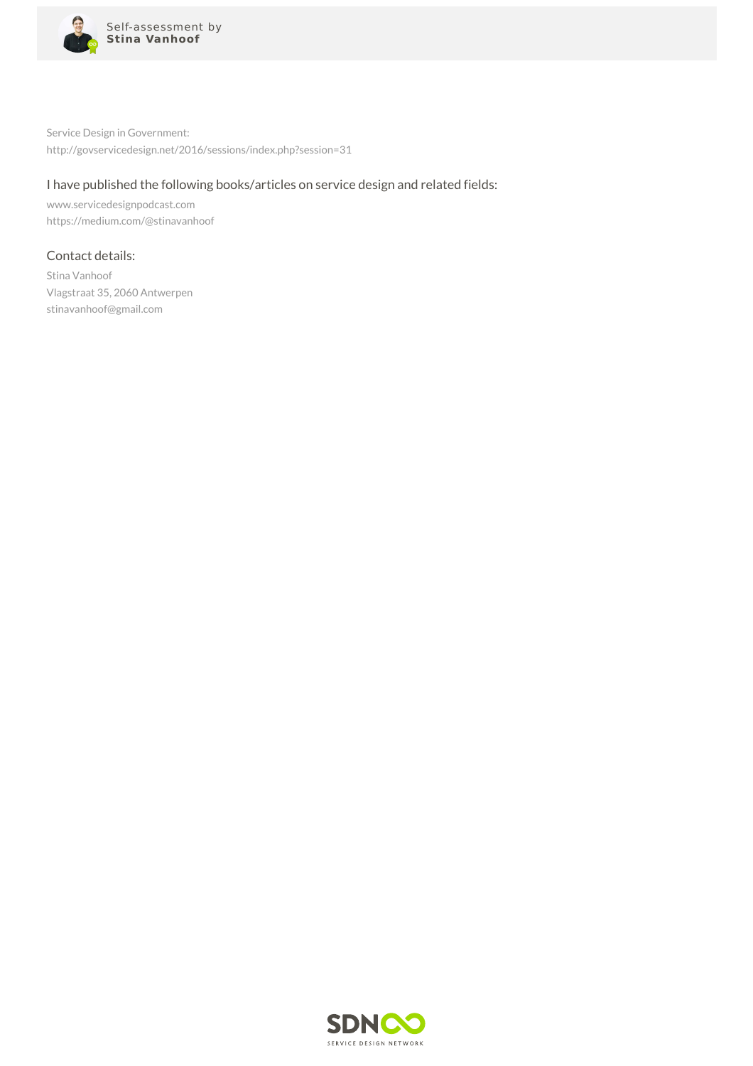Service Design in Government:
http://govservicedesign.net/2016/sessions/index.php?session=31

### I have published the following books/articles on service design and related fields:

www.servicedesignpodcast.com
https://medium.com/@stinavanhoof

### Contact details:

Stina Vanhoof
Vlagstraat 35, 2060 Antwerpen
stinavanhoof@gmail.com